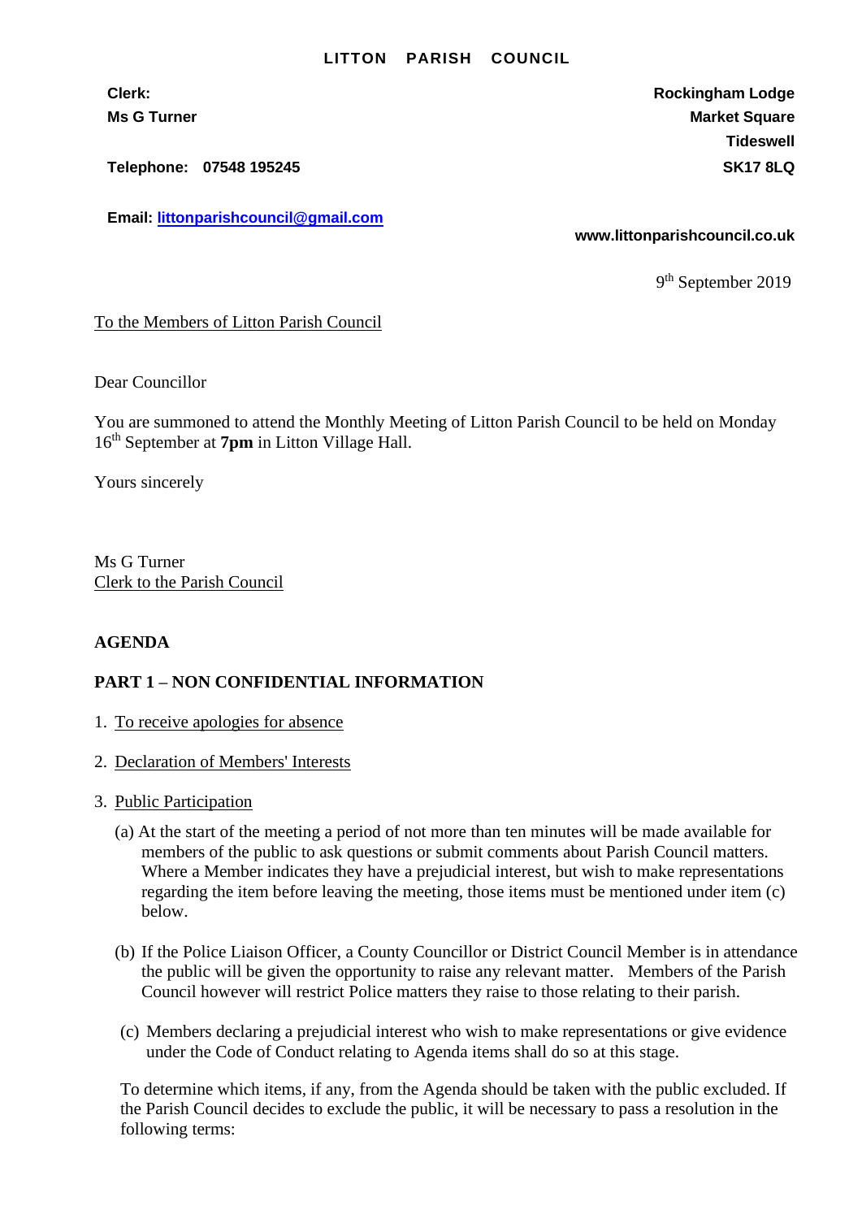# LITTON PARISH COUNCIL

**Clerk:**
**Ms G Turner**

**Telephone: 07548 195245**

**Email: littonparishcouncil@gmail.com**

**Rockingham Lodge**
**Market Square**
**Tideswell**
**SK17 8LQ**

**www.littonparishcouncil.co.uk**

9th September 2019

To the Members of Litton Parish Council

Dear Councillor

You are summoned to attend the Monthly Meeting of Litton Parish Council to be held on Monday 16th September at **7pm** in Litton Village Hall.

Yours sincerely

Ms G Turner
Clerk to the Parish Council

**AGENDA**

**PART 1 – NON CONFIDENTIAL INFORMATION**

1. To receive apologies for absence
2. Declaration of Members' Interests
3. Public Participation

   (a) At the start of the meeting a period of not more than ten minutes will be made available for members of the public to ask questions or submit comments about Parish Council matters. Where a Member indicates they have a prejudicial interest, but wish to make representations regarding the item before leaving the meeting, those items must be mentioned under item (c) below.

   (b) If the Police Liaison Officer, a County Councillor or District Council Member is in attendance the public will be given the opportunity to raise any relevant matter. Members of the Parish Council however will restrict Police matters they raise to those relating to their parish.

   (c) Members declaring a prejudicial interest who wish to make representations or give evidence under the Code of Conduct relating to Agenda items shall do so at this stage.

   To determine which items, if any, from the Agenda should be taken with the public excluded. If the Parish Council decides to exclude the public, it will be necessary to pass a resolution in the following terms: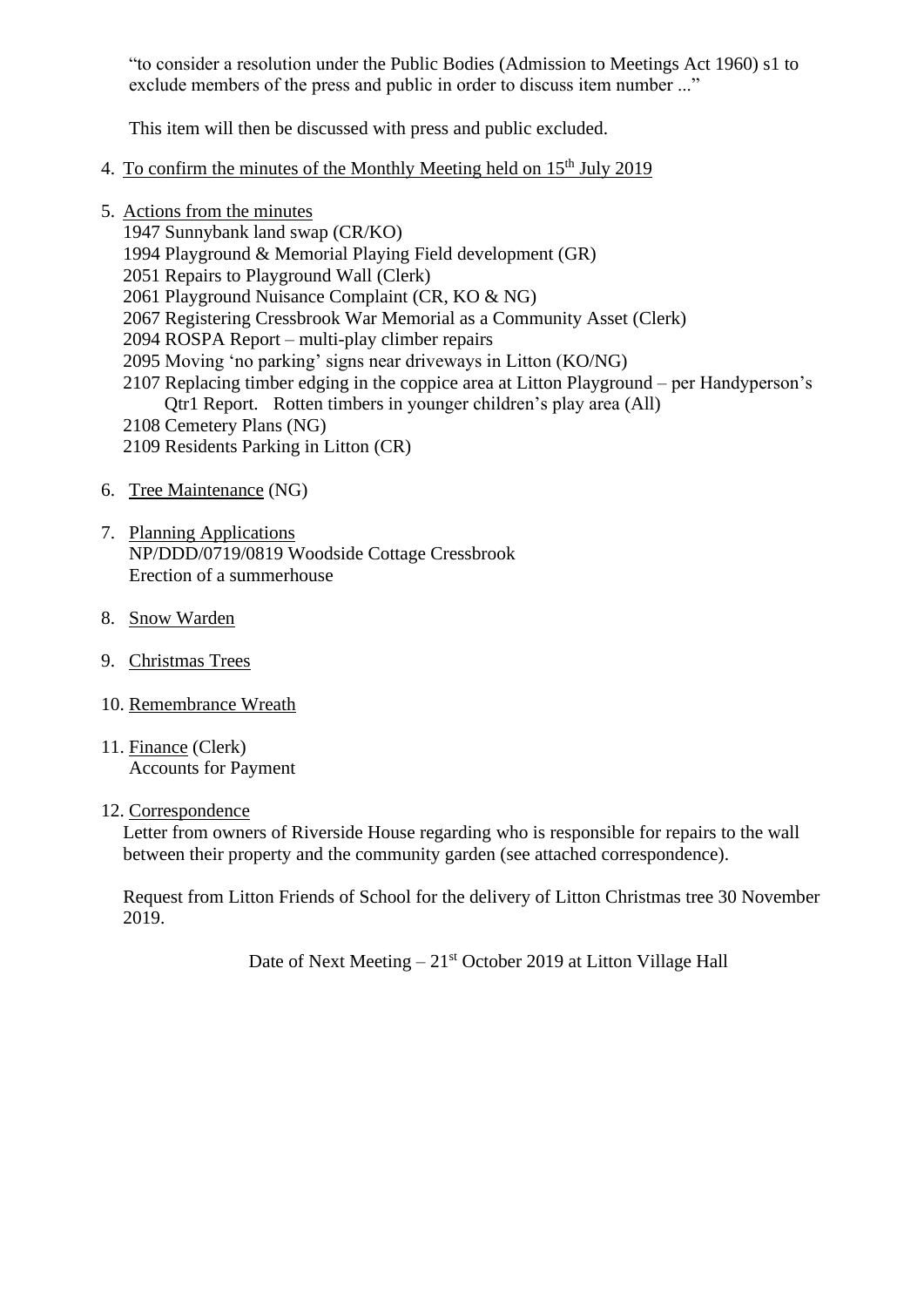"to consider a resolution under the Public Bodies (Admission to Meetings Act 1960) s1 to exclude members of the press and public in order to discuss item number ..."

This item will then be discussed with press and public excluded.

4. To confirm the minutes of the Monthly Meeting held on 15th July 2019

5. Actions from the minutes
   1947 Sunnybank land swap (CR/KO)
   1994 Playground & Memorial Playing Field development (GR)
   2051 Repairs to Playground Wall (Clerk)
   2061 Playground Nuisance Complaint (CR, KO & NG)
   2067 Registering Cressbrook War Memorial as a Community Asset (Clerk)
   2094 ROSPA Report – multi-play climber repairs
   2095 Moving 'no parking' signs near driveways in Litton (KO/NG)
   2107 Replacing timber edging in the coppice area at Litton Playground – per Handyperson's Qtr1 Report. Rotten timbers in younger children's play area (All)
   2108 Cemetery Plans (NG)
   2109 Residents Parking in Litton (CR)

6. Tree Maintenance (NG)

7. Planning Applications
   NP/DDD/0719/0819 Woodside Cottage Cressbrook
   Erection of a summerhouse

8. Snow Warden

9. Christmas Trees

10. Remembrance Wreath

11. Finance (Clerk)
    Accounts for Payment

12. Correspondence
    Letter from owners of Riverside House regarding who is responsible for repairs to the wall between their property and the community garden (see attached correspondence).

    Request from Litton Friends of School for the delivery of Litton Christmas tree 30 November 2019.

Date of Next Meeting – 21st October 2019 at Litton Village Hall